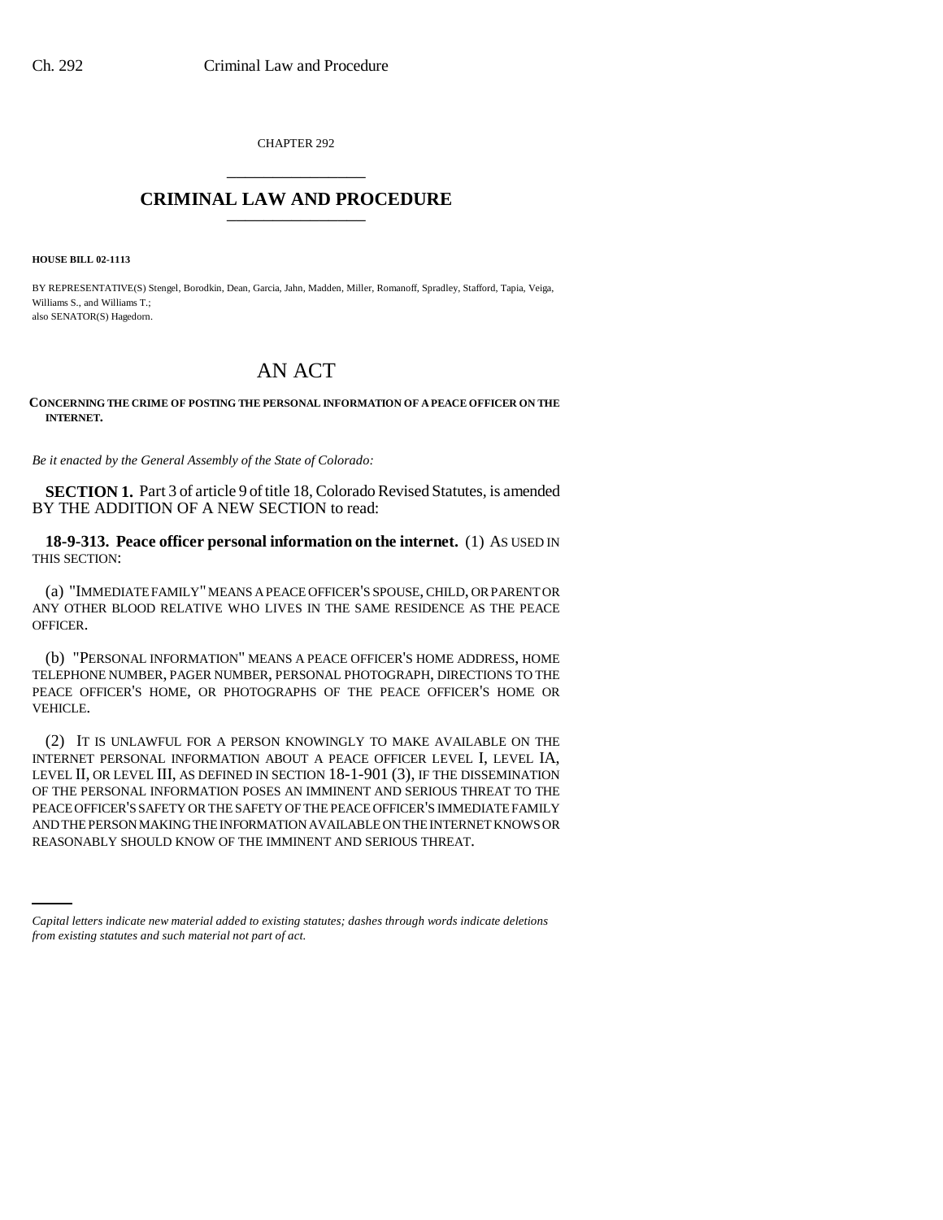CHAPTER 292

# CRIMINAL LAW AND PROCEDURE

**HOUSE BILL 02-1113**

BY REPRESENTATIVE(S) Stengel, Borodkin, Dean, Garcia, Jahn, Madden, Miller, Romanoff, Spradley, Stafford, Tapia, Veiga, Williams S., and Williams T.;
also SENATOR(S) Hagedorn.

# AN ACT

**CONCERNING THE CRIME OF POSTING THE PERSONAL INFORMATION OF A PEACE OFFICER ON THE INTERNET.**

*Be it enacted by the General Assembly of the State of Colorado:*

**SECTION 1.** Part 3 of article 9 of title 18, Colorado Revised Statutes, is amended BY THE ADDITION OF A NEW SECTION to read:

**18-9-313. Peace officer personal information on the internet.** (1) AS USED IN THIS SECTION:

(a) "IMMEDIATE FAMILY" MEANS A PEACE OFFICER'S SPOUSE, CHILD, OR PARENT OR ANY OTHER BLOOD RELATIVE WHO LIVES IN THE SAME RESIDENCE AS THE PEACE OFFICER.

(b) "PERSONAL INFORMATION" MEANS A PEACE OFFICER'S HOME ADDRESS, HOME TELEPHONE NUMBER, PAGER NUMBER, PERSONAL PHOTOGRAPH, DIRECTIONS TO THE PEACE OFFICER'S HOME, OR PHOTOGRAPHS OF THE PEACE OFFICER'S HOME OR VEHICLE.

(2) IT IS UNLAWFUL FOR A PERSON KNOWINGLY TO MAKE AVAILABLE ON THE INTERNET PERSONAL INFORMATION ABOUT A PEACE OFFICER LEVEL I, LEVEL IA, LEVEL II, OR LEVEL III, AS DEFINED IN SECTION 18-1-901 (3), IF THE DISSEMINATION OF THE PERSONAL INFORMATION POSES AN IMMINENT AND SERIOUS THREAT TO THE PEACE OFFICER'S SAFETY OR THE SAFETY OF THE PEACE OFFICER'S IMMEDIATE FAMILY AND THE PERSON MAKING THE INFORMATION AVAILABLE ON THE INTERNET KNOWS OR REASONABLY SHOULD KNOW OF THE IMMINENT AND SERIOUS THREAT.

*Capital letters indicate new material added to existing statutes; dashes through words indicate deletions from existing statutes and such material not part of act.*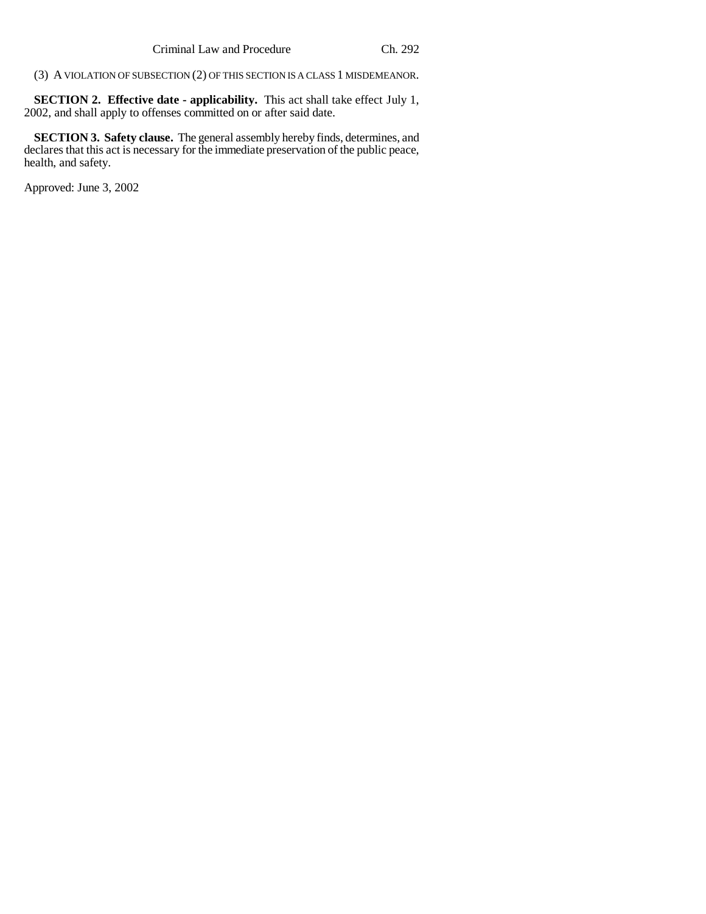(3) A VIOLATION OF SUBSECTION (2) OF THIS SECTION IS A CLASS 1 MISDEMEANOR.

**SECTION 2. Effective date - applicability.** This act shall take effect July 1, 2002, and shall apply to offenses committed on or after said date.

**SECTION 3. Safety clause.** The general assembly hereby finds, determines, and declares that this act is necessary for the immediate preservation of the public peace, health, and safety.

Approved: June 3, 2002